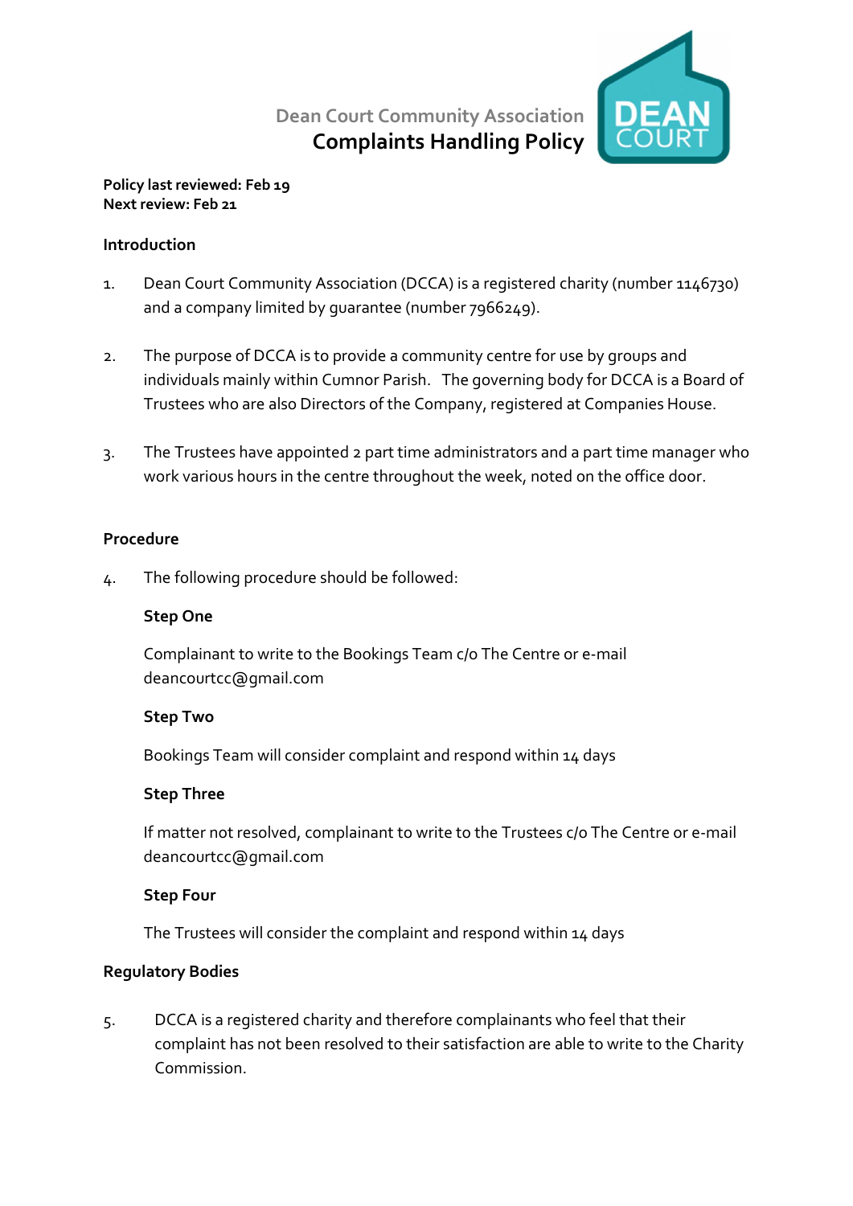Dean Court Community Association

# Complaints Handling Policy

**Policy last reviewed: Feb 19**
**Next review: Feb 21**

## Introduction

1. Dean Court Community Association (DCCA) is a registered charity (number 1146730) and a company limited by guarantee (number 7966249).

2. The purpose of DCCA is to provide a community centre for use by groups and individuals mainly within Cumnor Parish. The governing body for DCCA is a Board of Trustees who are also Directors of the Company, registered at Companies House.

3. The Trustees have appointed 2 part time administrators and a part time manager who work various hours in the centre throughout the week, noted on the office door.

## Procedure

4. The following procedure should be followed:

   **Step One**

   Complainant to write to the Bookings Team c/o The Centre or e-mail deancourtcc@gmail.com

   **Step Two**

   Bookings Team will consider complaint and respond within 14 days

   **Step Three**

   If matter not resolved, complainant to write to the Trustees c/o The Centre or e-mail deancourtcc@gmail.com

   **Step Four**

   The Trustees will consider the complaint and respond within 14 days

## Regulatory Bodies

5. DCCA is a registered charity and therefore complainants who feel that their complaint has not been resolved to their satisfaction are able to write to the Charity Commission.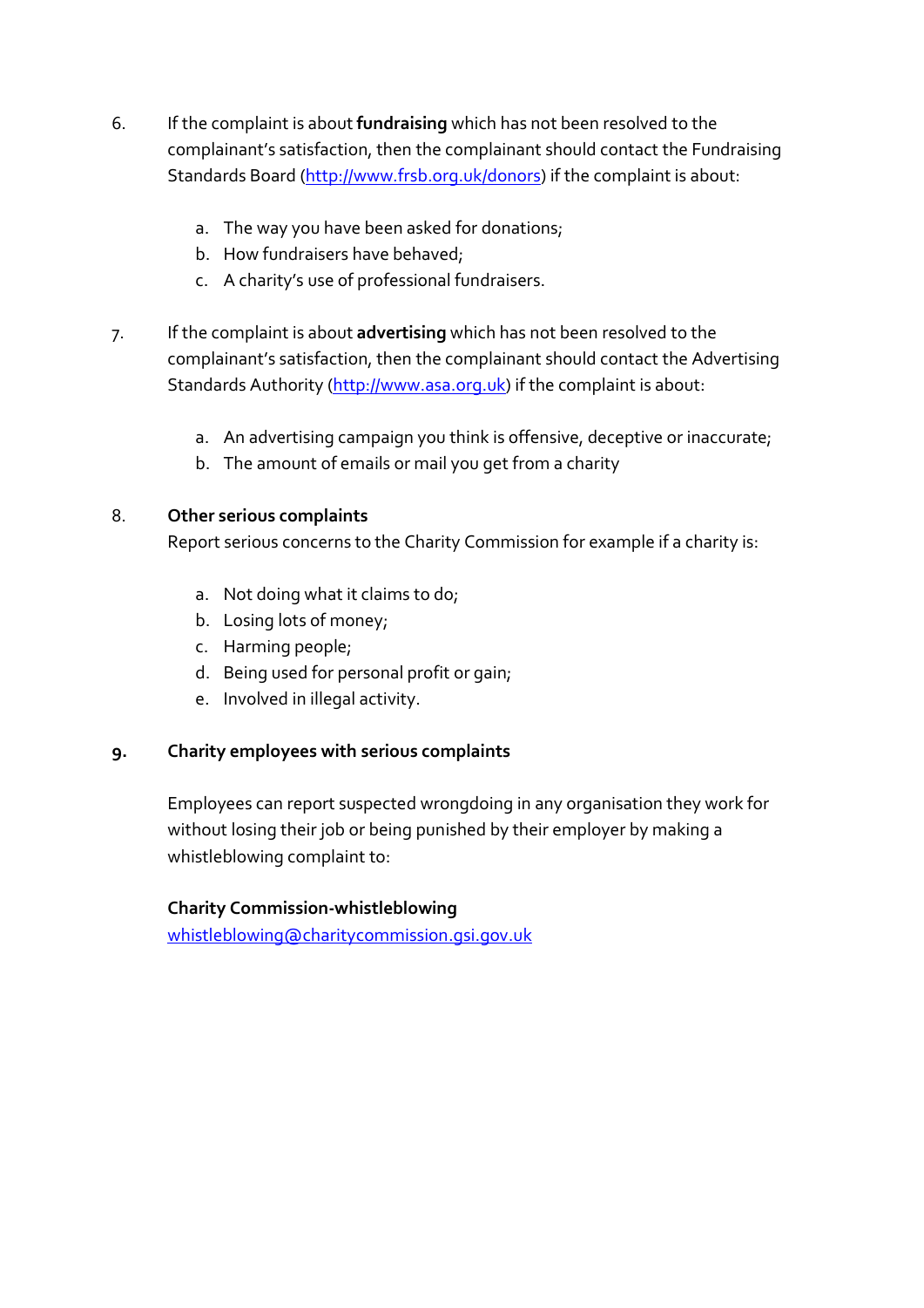6. If the complaint is about **fundraising** which has not been resolved to the complainant's satisfaction, then the complainant should contact the Fundraising Standards Board (http://www.frsb.org.uk/donors) if the complaint is about:

   a. The way you have been asked for donations;
   b. How fundraisers have behaved;
   c. A charity's use of professional fundraisers.

7. If the complaint is about **advertising** which has not been resolved to the complainant's satisfaction, then the complainant should contact the Advertising Standards Authority (http://www.asa.org.uk) if the complaint is about:

   a. An advertising campaign you think is offensive, deceptive or inaccurate;
   b. The amount of emails or mail you get from a charity

8. **Other serious complaints**

   Report serious concerns to the Charity Commission for example if a charity is:

   a. Not doing what it claims to do;
   b. Losing lots of money;
   c. Harming people;
   d. Being used for personal profit or gain;
   e. Involved in illegal activity.

9. **Charity employees with serious complaints**

   Employees can report suspected wrongdoing in any organisation they work for without losing their job or being punished by their employer by making a whistleblowing complaint to:

   **Charity Commission-whistleblowing**
   whistleblowing@charitycommission.gsi.gov.uk